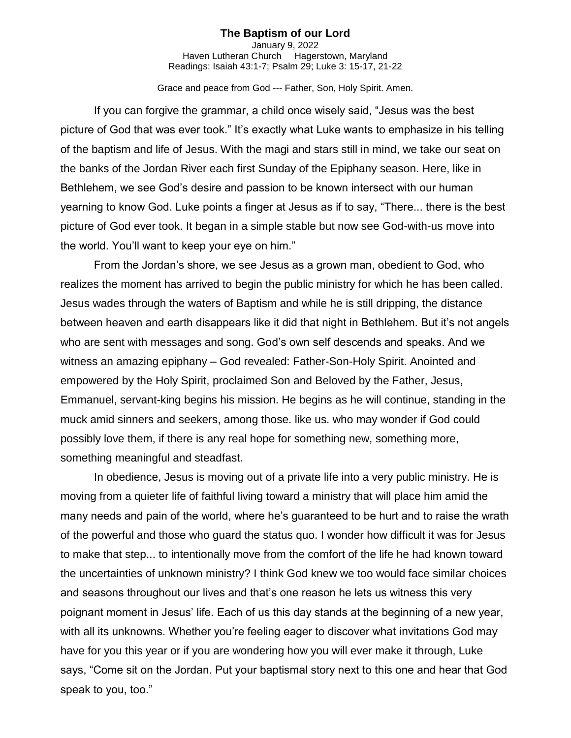# The Baptism of our Lord

January 9, 2022
Haven Lutheran Church    Hagerstown, Maryland
Readings: Isaiah 43:1-7; Psalm 29; Luke 3: 15-17, 21-22

Grace and peace from God --- Father, Son, Holy Spirit. Amen.

If you can forgive the grammar, a child once wisely said, "Jesus was the best picture of God that was ever took." It's exactly what Luke wants to emphasize in his telling of the baptism and life of Jesus. With the magi and stars still in mind, we take our seat on the banks of the Jordan River each first Sunday of the Epiphany season. Here, like in Bethlehem, we see God's desire and passion to be known intersect with our human yearning to know God. Luke points a finger at Jesus as if to say, "There... there is the best picture of God ever took. It began in a simple stable but now see God-with-us move into the world. You'll want to keep your eye on him."

From the Jordan's shore, we see Jesus as a grown man, obedient to God, who realizes the moment has arrived to begin the public ministry for which he has been called. Jesus wades through the waters of Baptism and while he is still dripping, the distance between heaven and earth disappears like it did that night in Bethlehem. But it's not angels who are sent with messages and song. God's own self descends and speaks. And we witness an amazing epiphany – God revealed: Father-Son-Holy Spirit. Anointed and empowered by the Holy Spirit, proclaimed Son and Beloved by the Father, Jesus, Emmanuel, servant-king begins his mission. He begins as he will continue, standing in the muck amid sinners and seekers, among those. like us. who may wonder if God could possibly love them, if there is any real hope for something new, something more, something meaningful and steadfast.

In obedience, Jesus is moving out of a private life into a very public ministry. He is moving from a quieter life of faithful living toward a ministry that will place him amid the many needs and pain of the world, where he's guaranteed to be hurt and to raise the wrath of the powerful and those who guard the status quo. I wonder how difficult it was for Jesus to make that step... to intentionally move from the comfort of the life he had known toward the uncertainties of unknown ministry? I think God knew we too would face similar choices and seasons throughout our lives and that's one reason he lets us witness this very poignant moment in Jesus' life. Each of us this day stands at the beginning of a new year, with all its unknowns. Whether you're feeling eager to discover what invitations God may have for you this year or if you are wondering how you will ever make it through, Luke says, "Come sit on the Jordan. Put your baptismal story next to this one and hear that God speak to you, too."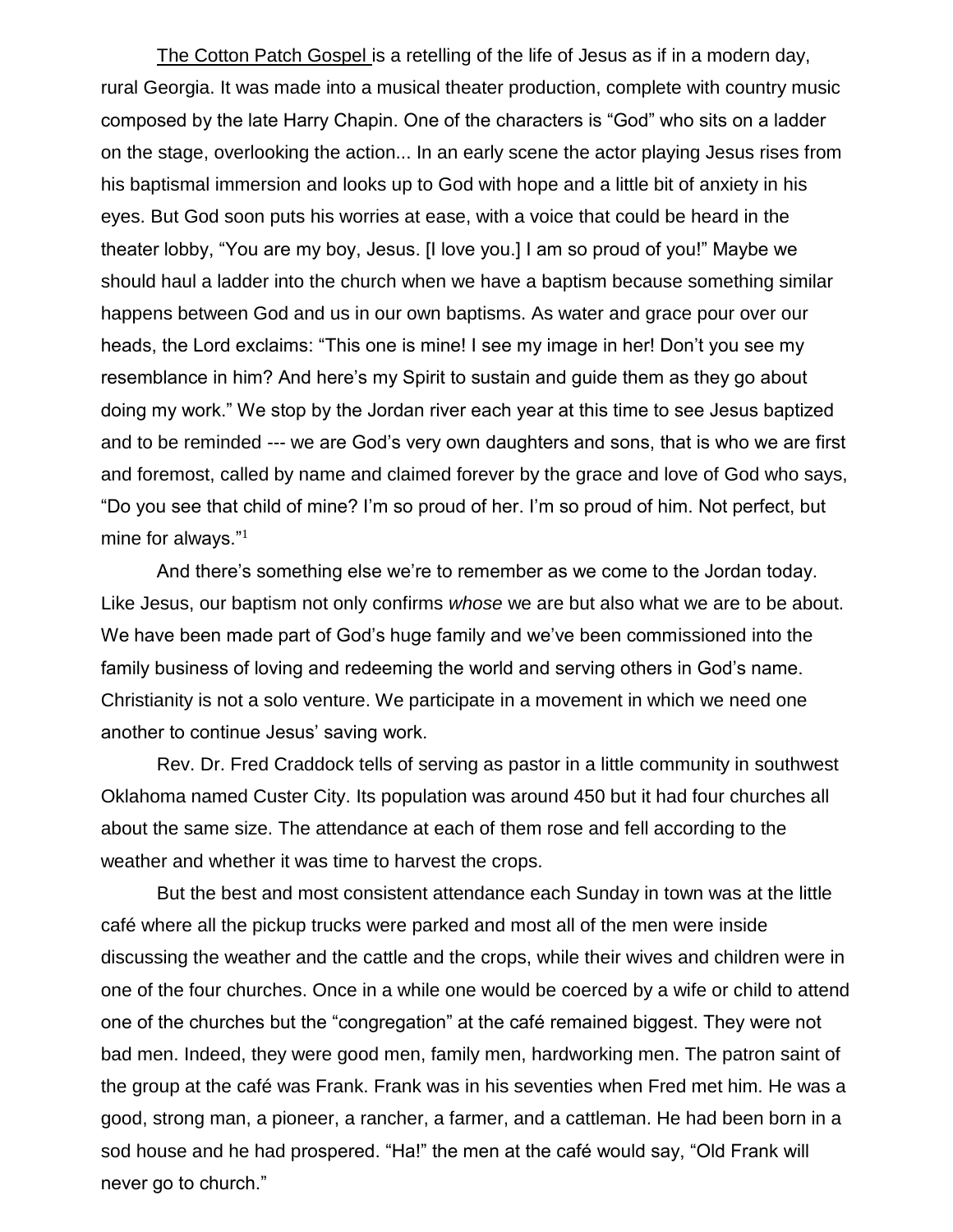The Cotton Patch Gospel is a retelling of the life of Jesus as if in a modern day, rural Georgia. It was made into a musical theater production, complete with country music composed by the late Harry Chapin. One of the characters is "God" who sits on a ladder on the stage, overlooking the action... In an early scene the actor playing Jesus rises from his baptismal immersion and looks up to God with hope and a little bit of anxiety in his eyes. But God soon puts his worries at ease, with a voice that could be heard in the theater lobby, "You are my boy, Jesus. [I love you.] I am so proud of you!" Maybe we should haul a ladder into the church when we have a baptism because something similar happens between God and us in our own baptisms. As water and grace pour over our heads, the Lord exclaims: "This one is mine! I see my image in her! Don't you see my resemblance in him? And here's my Spirit to sustain and guide them as they go about doing my work." We stop by the Jordan river each year at this time to see Jesus baptized and to be reminded --- we are God's very own daughters and sons, that is who we are first and foremost, called by name and claimed forever by the grace and love of God who says, "Do you see that child of mine? I'm so proud of her. I'm so proud of him. Not perfect, but mine for always."[1]

And there's something else we're to remember as we come to the Jordan today. Like Jesus, our baptism not only confirms *whose* we are but also what we are to be about. We have been made part of God's huge family and we've been commissioned into the family business of loving and redeeming the world and serving others in God's name. Christianity is not a solo venture. We participate in a movement in which we need one another to continue Jesus' saving work.

Rev. Dr. Fred Craddock tells of serving as pastor in a little community in southwest Oklahoma named Custer City. Its population was around 450 but it had four churches all about the same size. The attendance at each of them rose and fell according to the weather and whether it was time to harvest the crops.

But the best and most consistent attendance each Sunday in town was at the little café where all the pickup trucks were parked and most all of the men were inside discussing the weather and the cattle and the crops, while their wives and children were in one of the four churches. Once in a while one would be coerced by a wife or child to attend one of the churches but the "congregation" at the café remained biggest. They were not bad men. Indeed, they were good men, family men, hardworking men. The patron saint of the group at the café was Frank. Frank was in his seventies when Fred met him. He was a good, strong man, a pioneer, a rancher, a farmer, and a cattleman. He had been born in a sod house and he had prospered. "Ha!" the men at the café would say, "Old Frank will never go to church."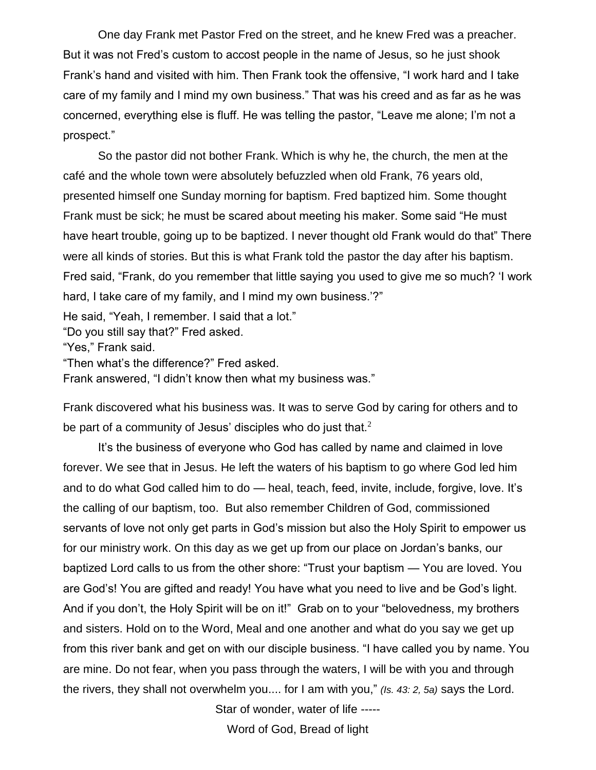One day Frank met Pastor Fred on the street, and he knew Fred was a preacher. But it was not Fred's custom to accost people in the name of Jesus, so he just shook Frank's hand and visited with him. Then Frank took the offensive, "I work hard and I take care of my family and I mind my own business." That was his creed and as far as he was concerned, everything else is fluff. He was telling the pastor, "Leave me alone; I'm not a prospect."

So the pastor did not bother Frank. Which is why he, the church, the men at the café and the whole town were absolutely befuzzled when old Frank, 76 years old, presented himself one Sunday morning for baptism. Fred baptized him. Some thought Frank must be sick; he must be scared about meeting his maker. Some said "He must have heart trouble, going up to be baptized. I never thought old Frank would do that" There were all kinds of stories. But this is what Frank told the pastor the day after his baptism. Fred said, "Frank, do you remember that little saying you used to give me so much? 'I work hard, I take care of my family, and I mind my own business.'?"

He said, "Yeah, I remember. I said that a lot."

"Do you still say that?" Fred asked.

"Yes," Frank said.

"Then what's the difference?" Fred asked.

Frank answered, "I didn't know then what my business was."

Frank discovered what his business was. It was to serve God by caring for others and to be part of a community of Jesus' disciples who do just that.[2]

It's the business of everyone who God has called by name and claimed in love forever. We see that in Jesus. He left the waters of his baptism to go where God led him and to do what God called him to do — heal, teach, feed, invite, include, forgive, love. It's the calling of our baptism, too. But also remember Children of God, commissioned servants of love not only get parts in God's mission but also the Holy Spirit to empower us for our ministry work. On this day as we get up from our place on Jordan's banks, our baptized Lord calls to us from the other shore: "Trust your baptism — You are loved. You are God's! You are gifted and ready! You have what you need to live and be God's light. And if you don't, the Holy Spirit will be on it!" Grab on to your "belovedness, my brothers and sisters. Hold on to the Word, Meal and one another and what do you say we get up from this river bank and get on with our disciple business. "I have called you by name. You are mine. Do not fear, when you pass through the waters, I will be with you and through the rivers, they shall not overwhelm you.... for I am with you," *(Is. 43: 2, 5a)* says the Lord.

Star of wonder, water of life -----

Word of God, Bread of light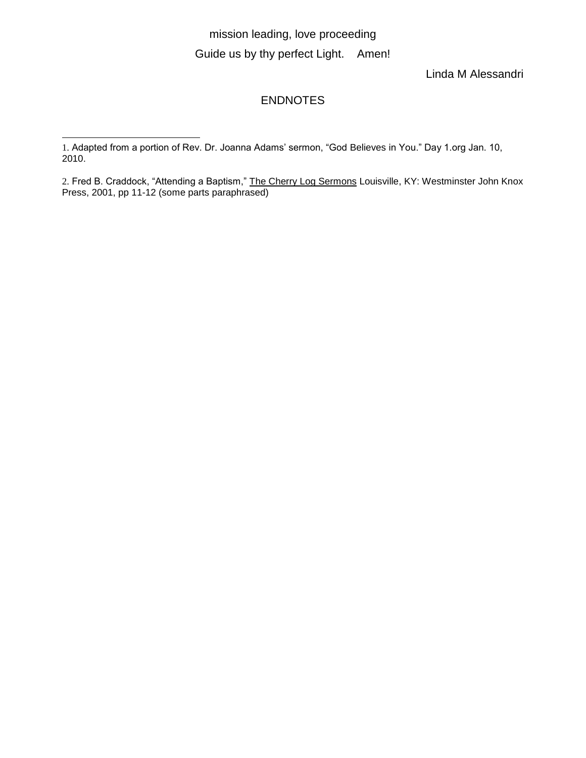mission leading, love proceeding

Guide us by thy perfect Light.    Amen!

Linda M Alessandri

## ENDNOTES

1. Adapted from a portion of Rev. Dr. Joanna Adams' sermon, "God Believes in You." Day 1.org Jan. 10, 2010.

2. Fred B. Craddock, "Attending a Baptism," The Cherry Log Sermons Louisville, KY: Westminster John Knox Press, 2001, pp 11-12 (some parts paraphrased)